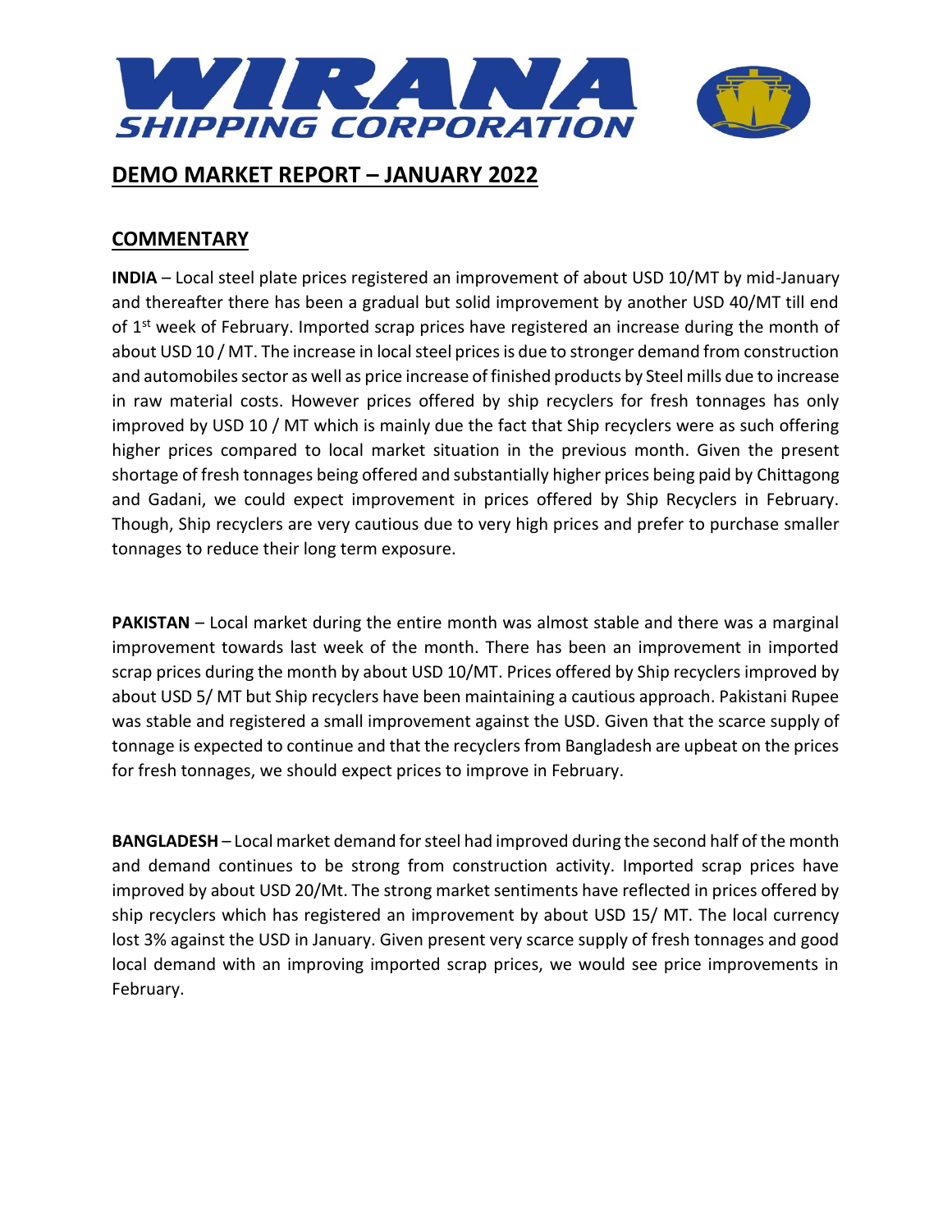# WIRANA SHIPPING CORPORATION

## DEMO MARKET REPORT – JANUARY 2022

## COMMENTARY

**INDIA** – Local steel plate prices registered an improvement of about USD 10/MT by mid-January and thereafter there has been a gradual but solid improvement by another USD 40/MT till end of 1st week of February. Imported scrap prices have registered an increase during the month of about USD 10 / MT. The increase in local steel prices is due to stronger demand from construction and automobiles sector as well as price increase of finished products by Steel mills due to increase in raw material costs. However prices offered by ship recyclers for fresh tonnages has only improved by USD 10 / MT which is mainly due the fact that Ship recyclers were as such offering higher prices compared to local market situation in the previous month. Given the present shortage of fresh tonnages being offered and substantially higher prices being paid by Chittagong and Gadani, we could expect improvement in prices offered by Ship Recyclers in February. Though, Ship recyclers are very cautious due to very high prices and prefer to purchase smaller tonnages to reduce their long term exposure.

**PAKISTAN** – Local market during the entire month was almost stable and there was a marginal improvement towards last week of the month. There has been an improvement in imported scrap prices during the month by about USD 10/MT. Prices offered by Ship recyclers improved by about USD 5/ MT but Ship recyclers have been maintaining a cautious approach. Pakistani Rupee was stable and registered a small improvement against the USD. Given that the scarce supply of tonnage is expected to continue and that the recyclers from Bangladesh are upbeat on the prices for fresh tonnages, we should expect prices to improve in February.

**BANGLADESH** – Local market demand for steel had improved during the second half of the month and demand continues to be strong from construction activity. Imported scrap prices have improved by about USD 20/Mt. The strong market sentiments have reflected in prices offered by ship recyclers which has registered an improvement by about USD 15/ MT. The local currency lost 3% against the USD in January. Given present very scarce supply of fresh tonnages and good local demand with an improving imported scrap prices, we would see price improvements in February.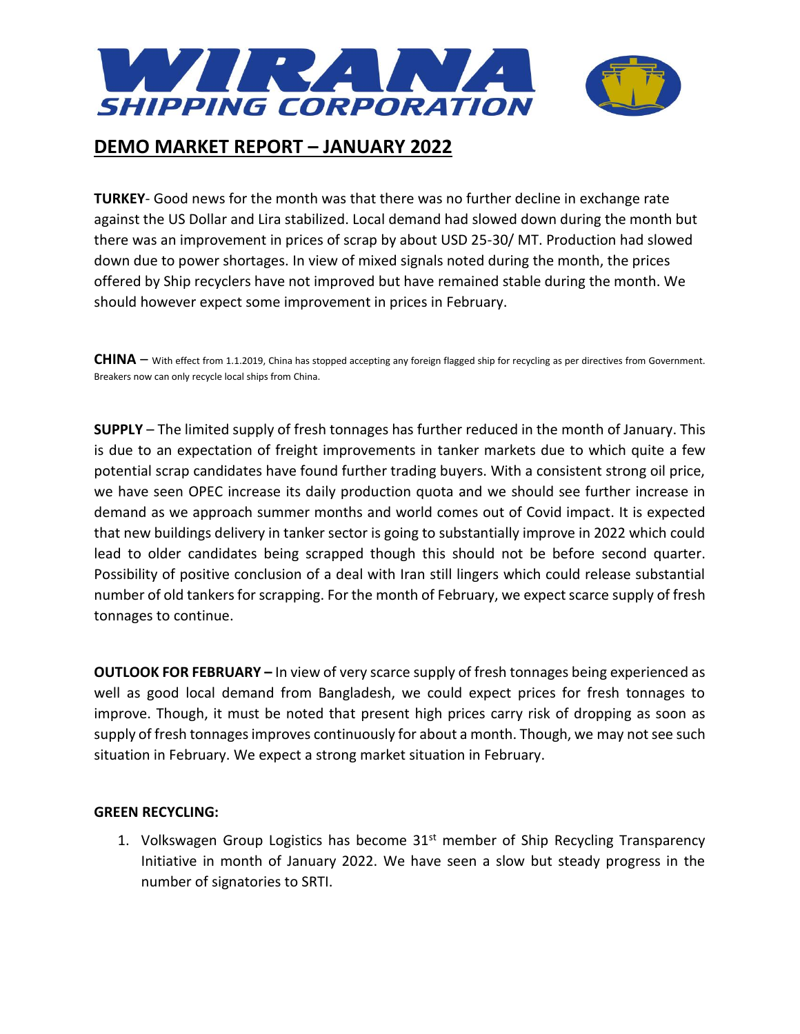# WIRANA SHIPPING CORPORATION

## DEMO MARKET REPORT – JANUARY 2022

**TURKEY**- Good news for the month was that there was no further decline in exchange rate against the US Dollar and Lira stabilized. Local demand had slowed down during the month but there was an improvement in prices of scrap by about USD 25-30/ MT. Production had slowed down due to power shortages. In view of mixed signals noted during the month, the prices offered by Ship recyclers have not improved but have remained stable during the month. We should however expect some improvement in prices in February.

**CHINA** – With effect from 1.1.2019, China has stopped accepting any foreign flagged ship for recycling as per directives from Government. Breakers now can only recycle local ships from China.

**SUPPLY** – The limited supply of fresh tonnages has further reduced in the month of January. This is due to an expectation of freight improvements in tanker markets due to which quite a few potential scrap candidates have found further trading buyers. With a consistent strong oil price, we have seen OPEC increase its daily production quota and we should see further increase in demand as we approach summer months and world comes out of Covid impact. It is expected that new buildings delivery in tanker sector is going to substantially improve in 2022 which could lead to older candidates being scrapped though this should not be before second quarter. Possibility of positive conclusion of a deal with Iran still lingers which could release substantial number of old tankers for scrapping. For the month of February, we expect scarce supply of fresh tonnages to continue.

**OUTLOOK FOR FEBRUARY –** In view of very scarce supply of fresh tonnages being experienced as well as good local demand from Bangladesh, we could expect prices for fresh tonnages to improve. Though, it must be noted that present high prices carry risk of dropping as soon as supply of fresh tonnages improves continuously for about a month. Though, we may not see such situation in February. We expect a strong market situation in February.

**GREEN RECYCLING:**

1. Volkswagen Group Logistics has become 31st member of Ship Recycling Transparency Initiative in month of January 2022. We have seen a slow but steady progress in the number of signatories to SRTI.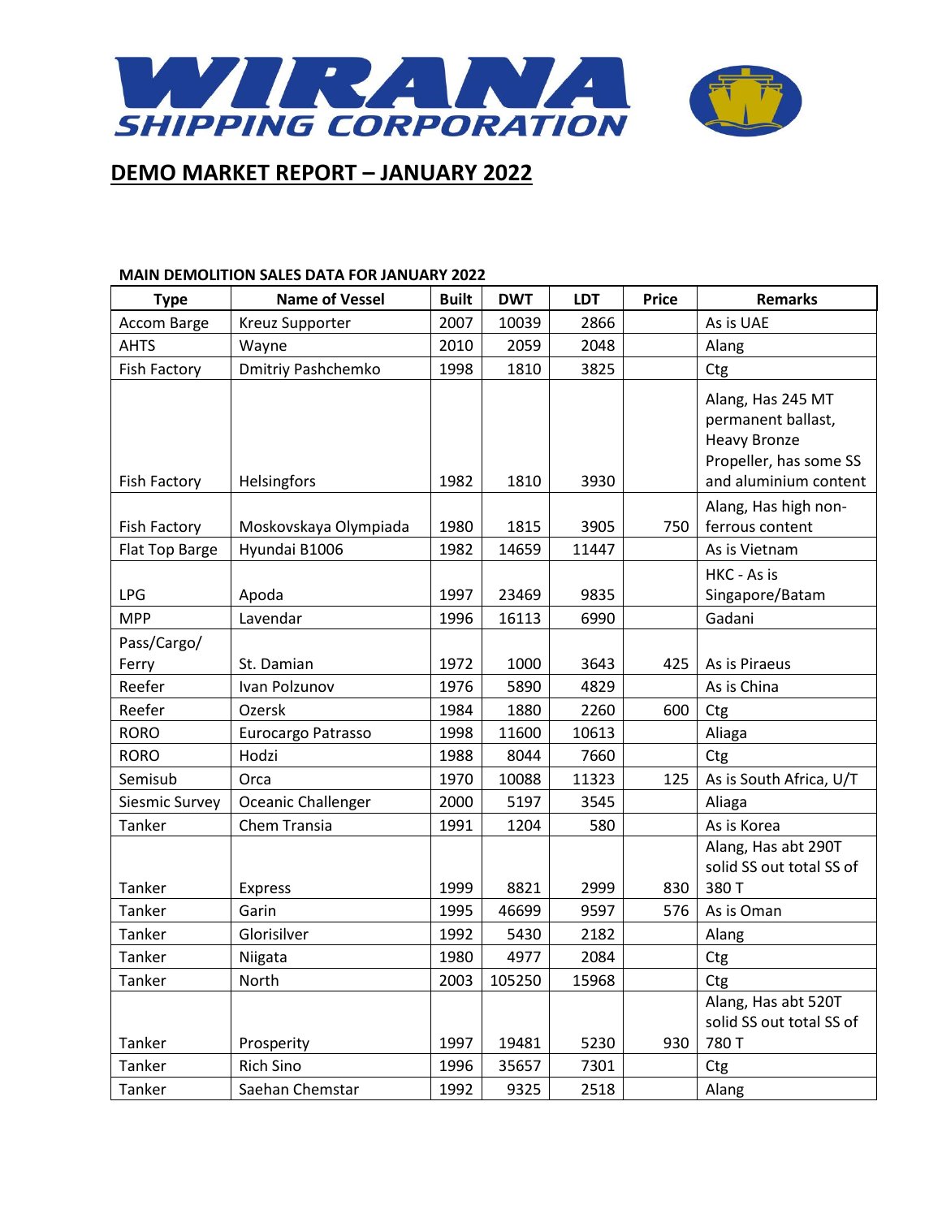# WIRANA SHIPPING CORPORATION

## DEMO MARKET REPORT – JANUARY 2022

**MAIN DEMOLITION SALES DATA FOR JANUARY 2022**

| Type | Name of Vessel | Built | DWT | LDT | Price | Remarks |
|---|---|---|---|---|---|---|
| Accom Barge | Kreuz Supporter | 2007 | 10039 | 2866 | | As is UAE |
| AHTS | Wayne | 2010 | 2059 | 2048 | | Alang |
| Fish Factory | Dmitriy Pashchemko | 1998 | 1810 | 3825 | | Ctg |
| Fish Factory | Helsingfors | 1982 | 1810 | 3930 | | Alang, Has 245 MT permanent ballast, Heavy Bronze Propeller, has some SS and aluminium content |
| Fish Factory | Moskovskaya Olympiada | 1980 | 1815 | 3905 | 750 | Alang, Has high non-ferrous content |
| Flat Top Barge | Hyundai B1006 | 1982 | 14659 | 11447 | | As is Vietnam |
| LPG | Apoda | 1997 | 23469 | 9835 | | HKC - As is Singapore/Batam |
| MPP | Lavendar | 1996 | 16113 | 6990 | | Gadani |
| Pass/Cargo/ Ferry | St. Damian | 1972 | 1000 | 3643 | 425 | As is Piraeus |
| Reefer | Ivan Polzunov | 1976 | 5890 | 4829 | | As is China |
| Reefer | Ozersk | 1984 | 1880 | 2260 | 600 | Ctg |
| RORO | Eurocargo Patrasso | 1998 | 11600 | 10613 | | Aliaga |
| RORO | Hodzi | 1988 | 8044 | 7660 | | Ctg |
| Semisub | Orca | 1970 | 10088 | 11323 | 125 | As is South Africa, U/T |
| Siesmic Survey | Oceanic Challenger | 2000 | 5197 | 3545 | | Aliaga |
| Tanker | Chem Transia | 1991 | 1204 | 580 | | As is Korea |
| Tanker | Express | 1999 | 8821 | 2999 | 830 | Alang, Has abt 290T solid SS out total SS of 380 T |
| Tanker | Garin | 1995 | 46699 | 9597 | 576 | As is Oman |
| Tanker | Glorisilver | 1992 | 5430 | 2182 | | Alang |
| Tanker | Niigata | 1980 | 4977 | 2084 | | Ctg |
| Tanker | North | 2003 | 105250 | 15968 | | Ctg |
| Tanker | Prosperity | 1997 | 19481 | 5230 | 930 | Alang, Has abt 520T solid SS out total SS of 780 T |
| Tanker | Rich Sino | 1996 | 35657 | 7301 | | Ctg |
| Tanker | Saehan Chemstar | 1992 | 9325 | 2518 | | Alang |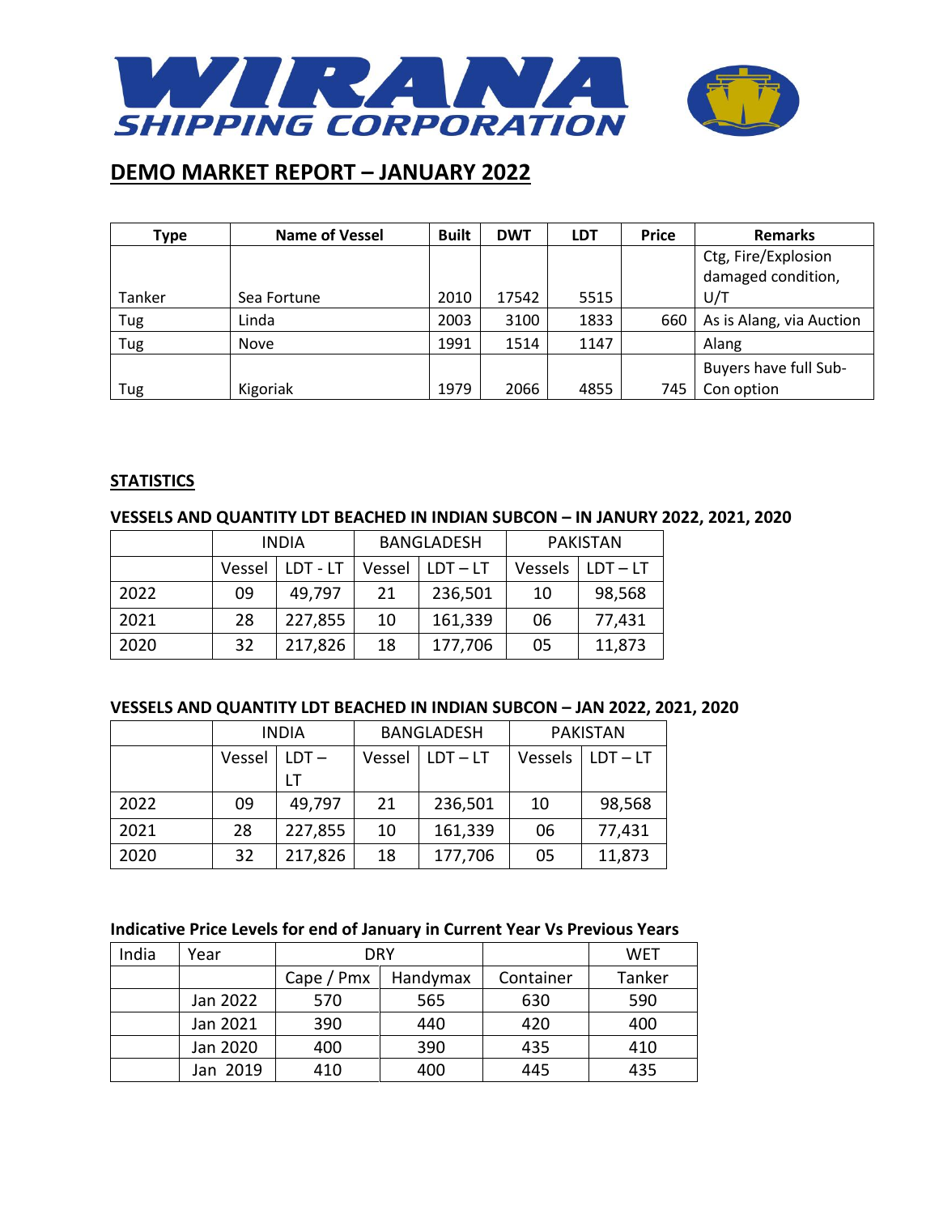# WIRANA SHIPPING CORPORATION

## DEMO MARKET REPORT – JANUARY 2022

| Type | Name of Vessel | Built | DWT | LDT | Price | Remarks |
|---|---|---|---|---|---|---|
| Tanker | Sea Fortune | 2010 | 17542 | 5515 | | Ctg, Fire/Explosion damaged condition, U/T |
| Tug | Linda | 2003 | 3100 | 1833 | 660 | As is Alang, via Auction |
| Tug | Nove | 1991 | 1514 | 1147 | | Alang |
| Tug | Kigoriak | 1979 | 2066 | 4855 | 745 | Buyers have full Sub-Con option |

**STATISTICS**

**VESSELS AND QUANTITY LDT BEACHED IN INDIAN SUBCON – IN JANURY 2022, 2021, 2020**

| | INDIA | | BANGLADESH | | PAKISTAN | |
|---|---|---|---|---|---|---|
| | Vessel | LDT - LT | Vessel | LDT – LT | Vessels | LDT – LT |
| 2022 | 09 | 49,797 | 21 | 236,501 | 10 | 98,568 |
| 2021 | 28 | 227,855 | 10 | 161,339 | 06 | 77,431 |
| 2020 | 32 | 217,826 | 18 | 177,706 | 05 | 11,873 |

**VESSELS AND QUANTITY LDT BEACHED IN INDIAN SUBCON – JAN 2022, 2021, 2020**

| | INDIA | | BANGLADESH | | PAKISTAN | |
|---|---|---|---|---|---|---|
| | Vessel | LDT – LT | Vessel | LDT – LT | Vessels | LDT – LT |
| 2022 | 09 | 49,797 | 21 | 236,501 | 10 | 98,568 |
| 2021 | 28 | 227,855 | 10 | 161,339 | 06 | 77,431 |
| 2020 | 32 | 217,826 | 18 | 177,706 | 05 | 11,873 |

**Indicative Price Levels for end of January in Current Year Vs Previous Years**

| India | Year | DRY | | | WET |
|---|---|---|---|---|---|
| | | Cape / Pmx | Handymax | Container | Tanker |
| | Jan 2022 | 570 | 565 | 630 | 590 |
| | Jan 2021 | 390 | 440 | 420 | 400 |
| | Jan 2020 | 400 | 390 | 435 | 410 |
| | Jan 2019 | 410 | 400 | 445 | 435 |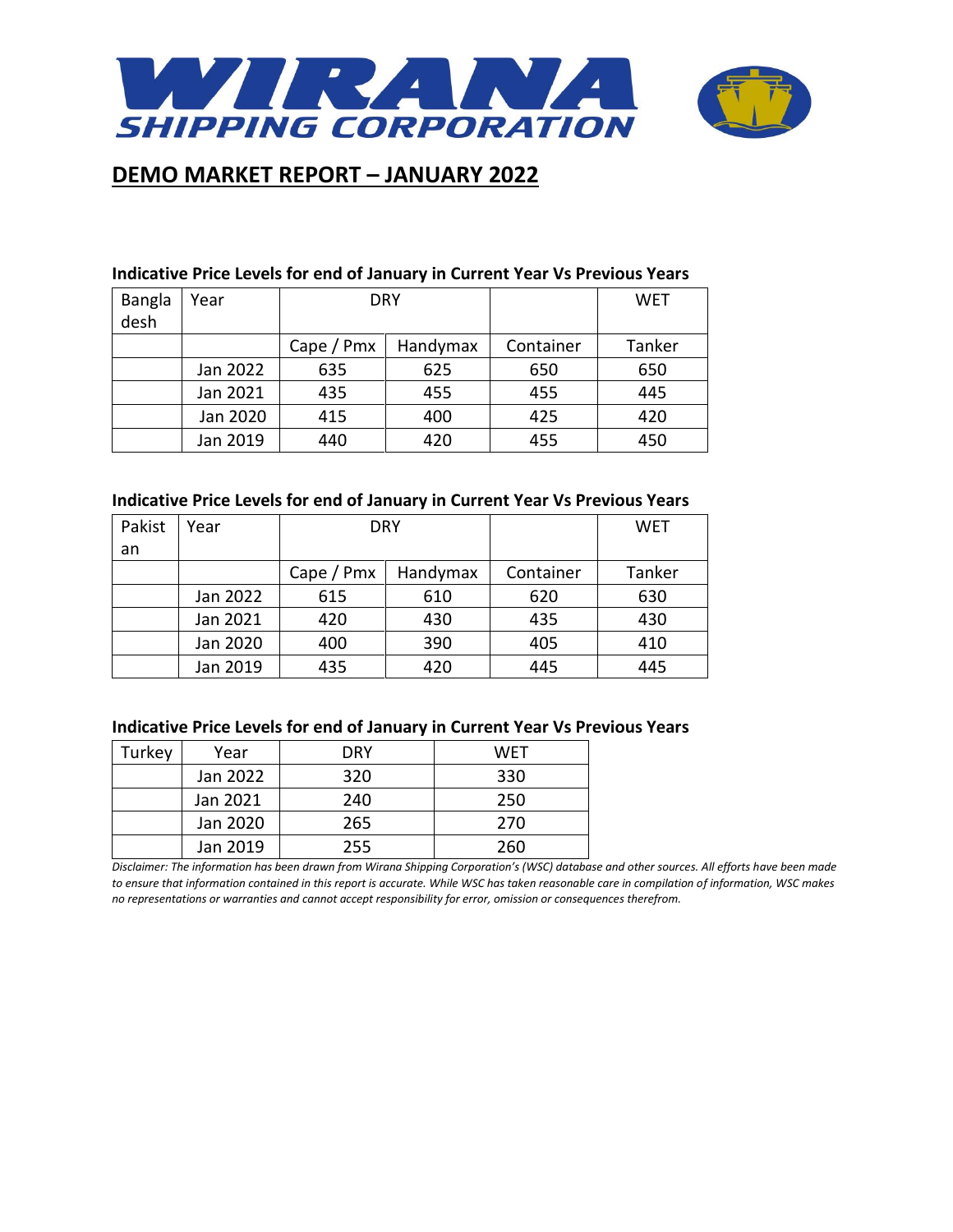WIRANA
SHIPPING CORPORATION

## DEMO MARKET REPORT – JANUARY 2022

### Indicative Price Levels for end of January in Current Year Vs Previous Years

| Bangladesh | Year | DRY | | | WET |
|---|---|---|---|---|---|
| | | Cape / Pmx | Handymax | Container | Tanker |
| | Jan 2022 | 635 | 625 | 650 | 650 |
| | Jan 2021 | 435 | 455 | 455 | 445 |
| | Jan 2020 | 415 | 400 | 425 | 420 |
| | Jan 2019 | 440 | 420 | 455 | 450 |

### Indicative Price Levels for end of January in Current Year Vs Previous Years

| Pakistan | Year | DRY | | | WET |
|---|---|---|---|---|---|
| | | Cape / Pmx | Handymax | Container | Tanker |
| | Jan 2022 | 615 | 610 | 620 | 630 |
| | Jan 2021 | 420 | 430 | 435 | 430 |
| | Jan 2020 | 400 | 390 | 405 | 410 |
| | Jan 2019 | 435 | 420 | 445 | 445 |

### Indicative Price Levels for end of January in Current Year Vs Previous Years

| Turkey | Year | DRY | WET |
|---|---|---|---|
| | Jan 2022 | 320 | 330 |
| | Jan 2021 | 240 | 250 |
| | Jan 2020 | 265 | 270 |
| | Jan 2019 | 255 | 260 |

*Disclaimer: The information has been drawn from Wirana Shipping Corporation's (WSC) database and other sources. All efforts have been made to ensure that information contained in this report is accurate. While WSC has taken reasonable care in compilation of information, WSC makes no representations or warranties and cannot accept responsibility for error, omission or consequences therefrom.*